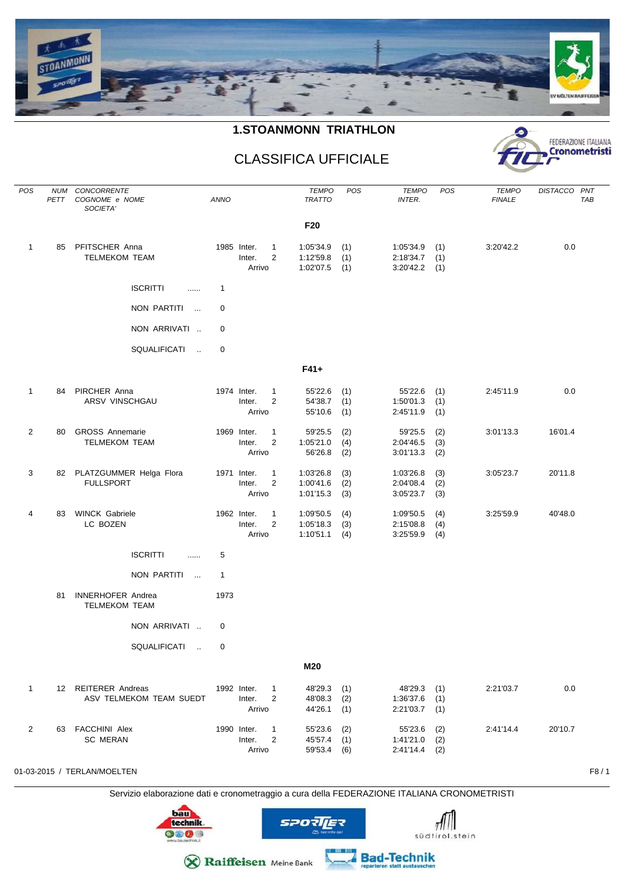# 1.STOANMONN TRIATHLON

## CLASSIFICA UFFICIALE

| POS | NUM PETT | CONCORRENTE COGNOME e NOME SOCIETA' | ANNO | | | TEMPO TRATTO | POS | TEMPO INTER. | POS | TEMPO FINALE | DISTACCO | PNT TAB |
|---|---|---|---|---|---|---|---|---|---|---|---|---|
| | | | | | | **F20** | | | | | | |
| 1 | 85 | PFITSCHER Anna TELMEKOM TEAM | 1985 | Inter. | 1 | 1:05'34.9 | (1) | 1:05'34.9 | (1) | 3:20'42.2 | 0.0 | |
| | | | | Inter. | 2 | 1:12'59.8 | (1) | 2:18'34.7 | (1) | | | |
| | | | | Arrivo | | 1:02'07.5 | (1) | 3:20'42.2 | (1) | | | |
| | | ISCRITTI ...... | 1 | | | | | | | | | |
| | | NON PARTITI ... | 0 | | | | | | | | | |
| | | NON ARRIVATI .. | 0 | | | | | | | | | |
| | | SQUALIFICATI .. | 0 | | | | | | | | | |
| | | | | | | **F41+** | | | | | | |
| 1 | 84 | PIRCHER Anna ARSV VINSCHGAU | 1974 | Inter. | 1 | 55'22.6 | (1) | 55'22.6 | (1) | 2:45'11.9 | 0.0 | |
| | | | | Inter. | 2 | 54'38.7 | (1) | 1:50'01.3 | (1) | | | |
| | | | | Arrivo | | 55'10.6 | (1) | 2:45'11.9 | (1) | | | |
| 2 | 80 | GROSS Annemarie TELMEKOM TEAM | 1969 | Inter. | 1 | 59'25.5 | (2) | 59'25.5 | (2) | 3:01'13.3 | 16'01.4 | |
| | | | | Inter. | 2 | 1:05'21.0 | (4) | 2:04'46.5 | (3) | | | |
| | | | | Arrivo | | 56'26.8 | (2) | 3:01'13.3 | (2) | | | |
| 3 | 82 | PLATZGUMMER Helga Flora FULLSPORT | 1971 | Inter. | 1 | 1:03'26.8 | (3) | 1:03'26.8 | (3) | 3:05'23.7 | 20'11.8 | |
| | | | | Inter. | 2 | 1:00'41.6 | (2) | 2:04'08.4 | (2) | | | |
| | | | | Arrivo | | 1:01'15.3 | (3) | 3:05'23.7 | (3) | | | |
| 4 | 83 | WINCK Gabriele LC BOZEN | 1962 | Inter. | 1 | 1:09'50.5 | (4) | 1:09'50.5 | (4) | 3:25'59.9 | 40'48.0 | |
| | | | | Inter. | 2 | 1:05'18.3 | (3) | 2:15'08.8 | (4) | | | |
| | | | | Arrivo | | 1:10'51.1 | (4) | 3:25'59.9 | (4) | | | |
| | | ISCRITTI ...... | 5 | | | | | | | | | |
| | | NON PARTITI ... | 1 | | | | | | | | | |
| | 81 | INNERHOFER Andrea TELMEKOM TEAM | 1973 | | | | | | | | | |
| | | NON ARRIVATI .. | 0 | | | | | | | | | |
| | | SQUALIFICATI .. | 0 | | | | | | | | | |
| | | | | | | **M20** | | | | | | |
| 1 | 12 | REITERER Andreas ASV TELMEKOM TEAM SUEDT | 1992 | Inter. | 1 | 48'29.3 | (1) | 48'29.3 | (1) | 2:21'03.7 | 0.0 | |
| | | | | Inter. | 2 | 48'08.3 | (2) | 1:36'37.6 | (1) | | | |
| | | | | Arrivo | | 44'26.1 | (1) | 2:21'03.7 | (1) | | | |
| 2 | 63 | FACCHINI Alex SC MERAN | 1990 | Inter. | 1 | 55'23.6 | (2) | 55'23.6 | (2) | 2:41'14.4 | 20'10.7 | |
| | | | | Inter. | 2 | 45'57.4 | (1) | 1:41'21.0 | (2) | | | |
| | | | | Arrivo | | 59'53.4 | (6) | 2:41'14.4 | (2) | | | |

01-03-2015 / TERLAN/MOELTEN

Servizio elaborazione dati e cronometraggio a cura della FEDERAZIONE ITALIANA CRONOMETRISTI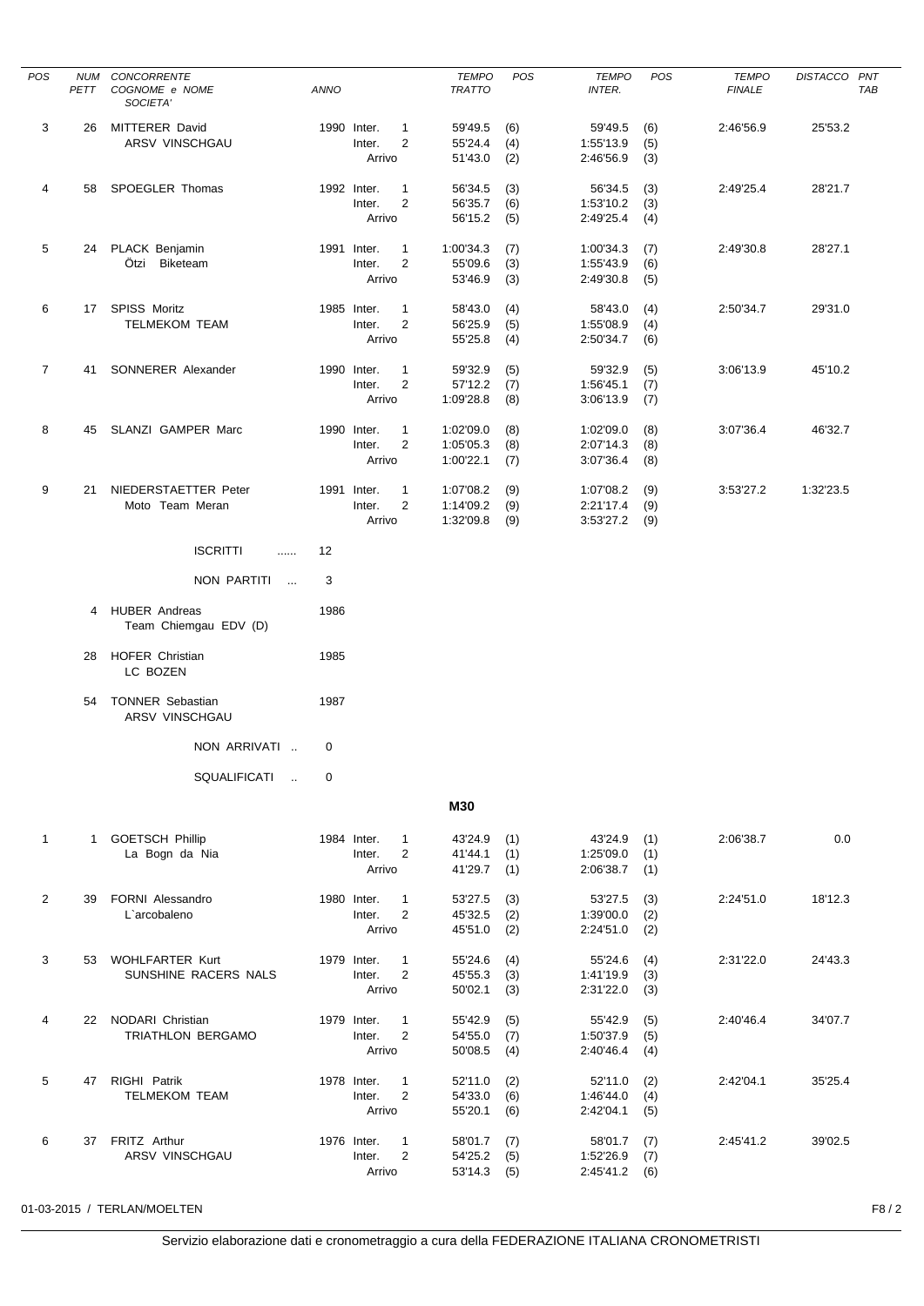| POS | NUM PETT | CONCORRENTE COGNOME e NOME SOCIETA' | ANNO | | TEMPO TRATTO | POS | TEMPO INTER. | POS | TEMPO FINALE | DISTACCO | PNT TAB |
|---|---|---|---|---|---|---|---|---|---|---|---|
| 3 | 26 | MITTERER David | 1990 | Inter. 1 | 59'49.5 | (6) | 59'49.5 | (6) | 2:46'56.9 | 25'53.2 | |
| | | ARSV VINSCHGAU | | Inter. 2 | 55'24.4 | (4) | 1:55'13.9 | (5) | | | |
| | | | | Arrivo | 51'43.0 | (2) | 2:46'56.9 | (3) | | | |
| 4 | 58 | SPOEGLER Thomas | 1992 | Inter. 1 | 56'34.5 | (3) | 56'34.5 | (3) | 2:49'25.4 | 28'21.7 | |
| | | | | Inter. 2 | 56'35.7 | (6) | 1:53'10.2 | (3) | | | |
| | | | | Arrivo | 56'15.2 | (5) | 2:49'25.4 | (4) | | | |
| 5 | 24 | PLACK Benjamin | 1991 | Inter. 1 | 1:00'34.3 | (7) | 1:00'34.3 | (7) | 2:49'30.8 | 28'27.1 | |
| | | Ötzi Biketeam | | Inter. 2 | 55'09.6 | (3) | 1:55'43.9 | (6) | | | |
| | | | | Arrivo | 53'46.9 | (3) | 2:49'30.8 | (5) | | | |
| 6 | 17 | SPISS Moritz | 1985 | Inter. 1 | 58'43.0 | (4) | 58'43.0 | (4) | 2:50'34.7 | 29'31.0 | |
| | | TELMEKOM TEAM | | Inter. 2 | 56'25.9 | (5) | 1:55'08.9 | (4) | | | |
| | | | | Arrivo | 55'25.8 | (4) | 2:50'34.7 | (6) | | | |
| 7 | 41 | SONNERER Alexander | 1990 | Inter. 1 | 59'32.9 | (5) | 59'32.9 | (5) | 3:06'13.9 | 45'10.2 | |
| | | | | Inter. 2 | 57'12.2 | (7) | 1:56'45.1 | (7) | | | |
| | | | | Arrivo | 1:09'28.8 | (8) | 3:06'13.9 | (7) | | | |
| 8 | 45 | SLANZI GAMPER Marc | 1990 | Inter. 1 | 1:02'09.0 | (8) | 1:02'09.0 | (8) | 3:07'36.4 | 46'32.7 | |
| | | | | Inter. 2 | 1:05'05.3 | (8) | 2:07'14.3 | (8) | | | |
| | | | | Arrivo | 1:00'22.1 | (7) | 3:07'36.4 | (8) | | | |
| 9 | 21 | NIEDERSTAETTER Peter | 1991 | Inter. 1 | 1:07'08.2 | (9) | 1:07'08.2 | (9) | 3:53'27.2 | 1:32'23.5 | |
| | | Moto Team Meran | | Inter. 2 | 1:14'09.2 | (9) | 2:21'17.4 | (9) | | | |
| | | | | Arrivo | 1:32'09.8 | (9) | 3:53'27.2 | (9) | | | |

ISCRITTI ...... 12

NON PARTITI ... 3

| NUM PETT | COGNOME e NOME / SOCIETA' | ANNO |
|---|---|---|
| 4 | HUBER Andreas / Team Chiemgau EDV (D) | 1986 |
| 28 | HOFER Christian / LC BOZEN | 1985 |
| 54 | TONNER Sebastian / ARSV VINSCHGAU | 1987 |

NON ARRIVATI .. 0

SQUALIFICATI .. 0

## M30

| POS | NUM PETT | CONCORRENTE COGNOME e NOME SOCIETA' | ANNO | | TEMPO TRATTO | POS | TEMPO INTER. | POS | TEMPO FINALE | DISTACCO | PNT TAB |
|---|---|---|---|---|---|---|---|---|---|---|---|
| 1 | 1 | GOETSCH Phillip | 1984 | Inter. 1 | 43'24.9 | (1) | 43'24.9 | (1) | 2:06'38.7 | 0.0 | |
| | | La Bogn da Nia | | Inter. 2 | 41'44.1 | (1) | 1:25'09.0 | (1) | | | |
| | | | | Arrivo | 41'29.7 | (1) | 2:06'38.7 | (1) | | | |
| 2 | 39 | FORNI Alessandro | 1980 | Inter. 1 | 53'27.5 | (3) | 53'27.5 | (3) | 2:24'51.0 | 18'12.3 | |
| | | L`arcobaleno | | Inter. 2 | 45'32.5 | (2) | 1:39'00.0 | (2) | | | |
| | | | | Arrivo | 45'51.0 | (2) | 2:24'51.0 | (2) | | | |
| 3 | 53 | WOHLFARTER Kurt | 1979 | Inter. 1 | 55'24.6 | (4) | 55'24.6 | (4) | 2:31'22.0 | 24'43.3 | |
| | | SUNSHINE RACERS NALS | | Inter. 2 | 45'55.3 | (3) | 1:41'19.9 | (3) | | | |
| | | | | Arrivo | 50'02.1 | (3) | 2:31'22.0 | (3) | | | |
| 4 | 22 | NODARI Christian | 1979 | Inter. 1 | 55'42.9 | (5) | 55'42.9 | (5) | 2:40'46.4 | 34'07.7 | |
| | | TRIATHLON BERGAMO | | Inter. 2 | 54'55.0 | (7) | 1:50'37.9 | (5) | | | |
| | | | | Arrivo | 50'08.5 | (4) | 2:40'46.4 | (4) | | | |
| 5 | 47 | RIGHI Patrik | 1978 | Inter. 1 | 52'11.0 | (2) | 52'11.0 | (2) | 2:42'04.1 | 35'25.4 | |
| | | TELMEKOM TEAM | | Inter. 2 | 54'33.0 | (6) | 1:46'44.0 | (4) | | | |
| | | | | Arrivo | 55'20.1 | (6) | 2:42'04.1 | (5) | | | |
| 6 | 37 | FRITZ Arthur | 1976 | Inter. 1 | 58'01.7 | (7) | 58'01.7 | (7) | 2:45'41.2 | 39'02.5 | |
| | | ARSV VINSCHGAU | | Inter. 2 | 54'25.2 | (5) | 1:52'26.9 | (7) | | | |
| | | | | Arrivo | 53'14.3 | (5) | 2:45'41.2 | (6) | | | |

01-03-2015 / TERLAN/MOELTEN

Servizio elaborazione dati e cronometraggio a cura della FEDERAZIONE ITALIANA CRONOMETRISTI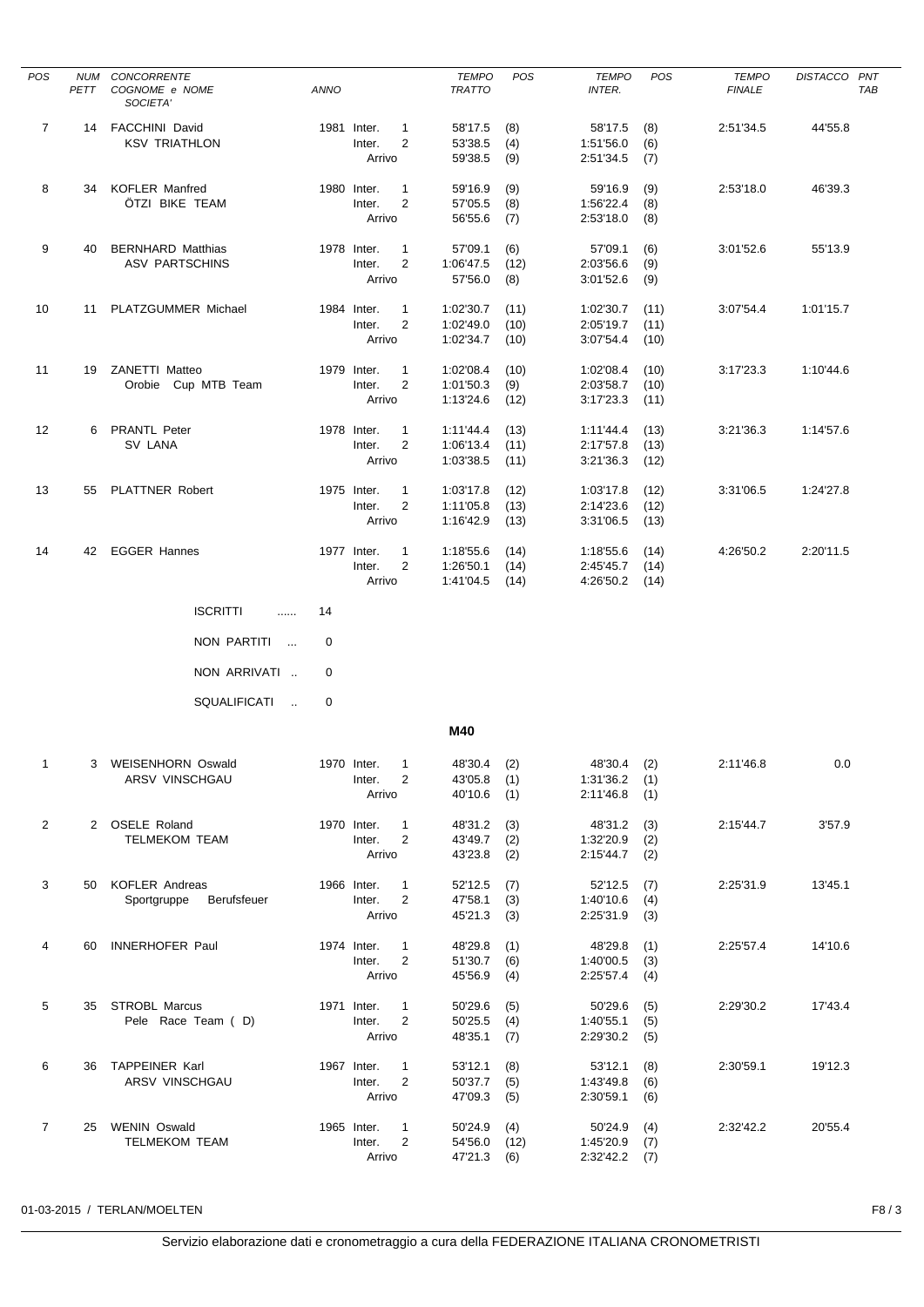| POS | NUM PETT | CONCORRENTE COGNOME e NOME SOCIETA' | ANNO | | TEMPO TRATTO | POS | TEMPO INTER. | POS | TEMPO FINALE | DISTACCO | PNT TAB |
|---|---|---|---|---|---|---|---|---|---|---|---|
| 7 | 14 | FACCHINI David | 1981 | Inter. 1 | 58'17.5 | (8) | 58'17.5 | (8) | 2:51'34.5 | 44'55.8 | |
| | | KSV TRIATHLON | | Inter. 2 | 53'38.5 | (4) | 1:51'56.0 | (6) | | | |
| | | | | Arrivo | 59'38.5 | (9) | 2:51'34.5 | (7) | | | |
| 8 | 34 | KOFLER Manfred | 1980 | Inter. 1 | 59'16.9 | (9) | 59'16.9 | (9) | 2:53'18.0 | 46'39.3 | |
| | | ÖTZI BIKE TEAM | | Inter. 2 | 57'05.5 | (8) | 1:56'22.4 | (8) | | | |
| | | | | Arrivo | 56'55.6 | (7) | 2:53'18.0 | (8) | | | |
| 9 | 40 | BERNHARD Matthias | 1978 | Inter. 1 | 57'09.1 | (6) | 57'09.1 | (6) | 3:01'52.6 | 55'13.9 | |
| | | ASV PARTSCHINS | | Inter. 2 | 1:06'47.5 | (12) | 2:03'56.6 | (9) | | | |
| | | | | Arrivo | 57'56.0 | (8) | 3:01'52.6 | (9) | | | |
| 10 | 11 | PLATZGUMMER Michael | 1984 | Inter. 1 | 1:02'30.7 | (11) | 1:02'30.7 | (11) | 3:07'54.4 | 1:01'15.7 | |
| | | | | Inter. 2 | 1:02'49.0 | (10) | 2:05'19.7 | (11) | | | |
| | | | | Arrivo | 1:02'34.7 | (10) | 3:07'54.4 | (10) | | | |
| 11 | 19 | ZANETTI Matteo | 1979 | Inter. 1 | 1:02'08.4 | (10) | 1:02'08.4 | (10) | 3:17'23.3 | 1:10'44.6 | |
| | | Orobie Cup MTB Team | | Inter. 2 | 1:01'50.3 | (9) | 2:03'58.7 | (10) | | | |
| | | | | Arrivo | 1:13'24.6 | (12) | 3:17'23.3 | (11) | | | |
| 12 | 6 | PRANTL Peter | 1978 | Inter. 1 | 1:11'44.4 | (13) | 1:11'44.4 | (13) | 3:21'36.3 | 1:14'57.6 | |
| | | SV LANA | | Inter. 2 | 1:06'13.4 | (11) | 2:17'57.8 | (13) | | | |
| | | | | Arrivo | 1:03'38.5 | (11) | 3:21'36.3 | (12) | | | |
| 13 | 55 | PLATTNER Robert | 1975 | Inter. 1 | 1:03'17.8 | (12) | 1:03'17.8 | (12) | 3:31'06.5 | 1:24'27.8 | |
| | | | | Inter. 2 | 1:11'05.8 | (13) | 2:14'23.6 | (12) | | | |
| | | | | Arrivo | 1:16'42.9 | (13) | 3:31'06.5 | (13) | | | |
| 14 | 42 | EGGER Hannes | 1977 | Inter. 1 | 1:18'55.6 | (14) | 1:18'55.6 | (14) | 4:26'50.2 | 2:20'11.5 | |
| | | | | Inter. 2 | 1:26'50.1 | (14) | 2:45'45.7 | (14) | | | |
| | | | | Arrivo | 1:41'04.5 | (14) | 4:26'50.2 | (14) | | | |

ISCRITTI ...... 14

NON PARTITI ... 0

NON ARRIVATI .. 0

SQUALIFICATI .. 0

**M40**

| POS | NUM PETT | CONCORRENTE COGNOME e NOME SOCIETA' | ANNO | | TEMPO TRATTO | POS | TEMPO INTER. | POS | TEMPO FINALE | DISTACCO | PNT TAB |
|---|---|---|---|---|---|---|---|---|---|---|---|
| 1 | 3 | WEISENHORN Oswald | 1970 | Inter. 1 | 48'30.4 | (2) | 48'30.4 | (2) | 2:11'46.8 | 0.0 | |
| | | ARSV VINSCHGAU | | Inter. 2 | 43'05.8 | (1) | 1:31'36.2 | (1) | | | |
| | | | | Arrivo | 40'10.6 | (1) | 2:11'46.8 | (1) | | | |
| 2 | 2 | OSELE Roland | 1970 | Inter. 1 | 48'31.2 | (3) | 48'31.2 | (3) | 2:15'44.7 | 3'57.9 | |
| | | TELMEKOM TEAM | | Inter. 2 | 43'49.7 | (2) | 1:32'20.9 | (2) | | | |
| | | | | Arrivo | 43'23.8 | (2) | 2:15'44.7 | (2) | | | |
| 3 | 50 | KOFLER Andreas | 1966 | Inter. 1 | 52'12.5 | (7) | 52'12.5 | (7) | 2:25'31.9 | 13'45.1 | |
| | | Sportgruppe Berufsfeuer | | Inter. 2 | 47'58.1 | (3) | 1:40'10.6 | (4) | | | |
| | | | | Arrivo | 45'21.3 | (3) | 2:25'31.9 | (3) | | | |
| 4 | 60 | INNERHOFER Paul | 1974 | Inter. 1 | 48'29.8 | (1) | 48'29.8 | (1) | 2:25'57.4 | 14'10.6 | |
| | | | | Inter. 2 | 51'30.7 | (6) | 1:40'00.5 | (3) | | | |
| | | | | Arrivo | 45'56.9 | (4) | 2:25'57.4 | (4) | | | |
| 5 | 35 | STROBL Marcus | 1971 | Inter. 1 | 50'29.6 | (5) | 50'29.6 | (5) | 2:29'30.2 | 17'43.4 | |
| | | Pele Race Team ( D) | | Inter. 2 | 50'25.5 | (4) | 1:40'55.1 | (5) | | | |
| | | | | Arrivo | 48'35.1 | (7) | 2:29'30.2 | (5) | | | |
| 6 | 36 | TAPPEINER Karl | 1967 | Inter. 1 | 53'12.1 | (8) | 53'12.1 | (8) | 2:30'59.1 | 19'12.3 | |
| | | ARSV VINSCHGAU | | Inter. 2 | 50'37.7 | (5) | 1:43'49.8 | (6) | | | |
| | | | | Arrivo | 47'09.3 | (5) | 2:30'59.1 | (6) | | | |
| 7 | 25 | WENIN Oswald | 1965 | Inter. 1 | 50'24.9 | (4) | 50'24.9 | (4) | 2:32'42.2 | 20'55.4 | |
| | | TELMEKOM TEAM | | Inter. 2 | 54'56.0 | (12) | 1:45'20.9 | (7) | | | |
| | | | | Arrivo | 47'21.3 | (6) | 2:32'42.2 | (7) | | | |

01-03-2015 / TERLAN/MOELTEN

Servizio elaborazione dati e cronometraggio a cura della FEDERAZIONE ITALIANA CRONOMETRISTI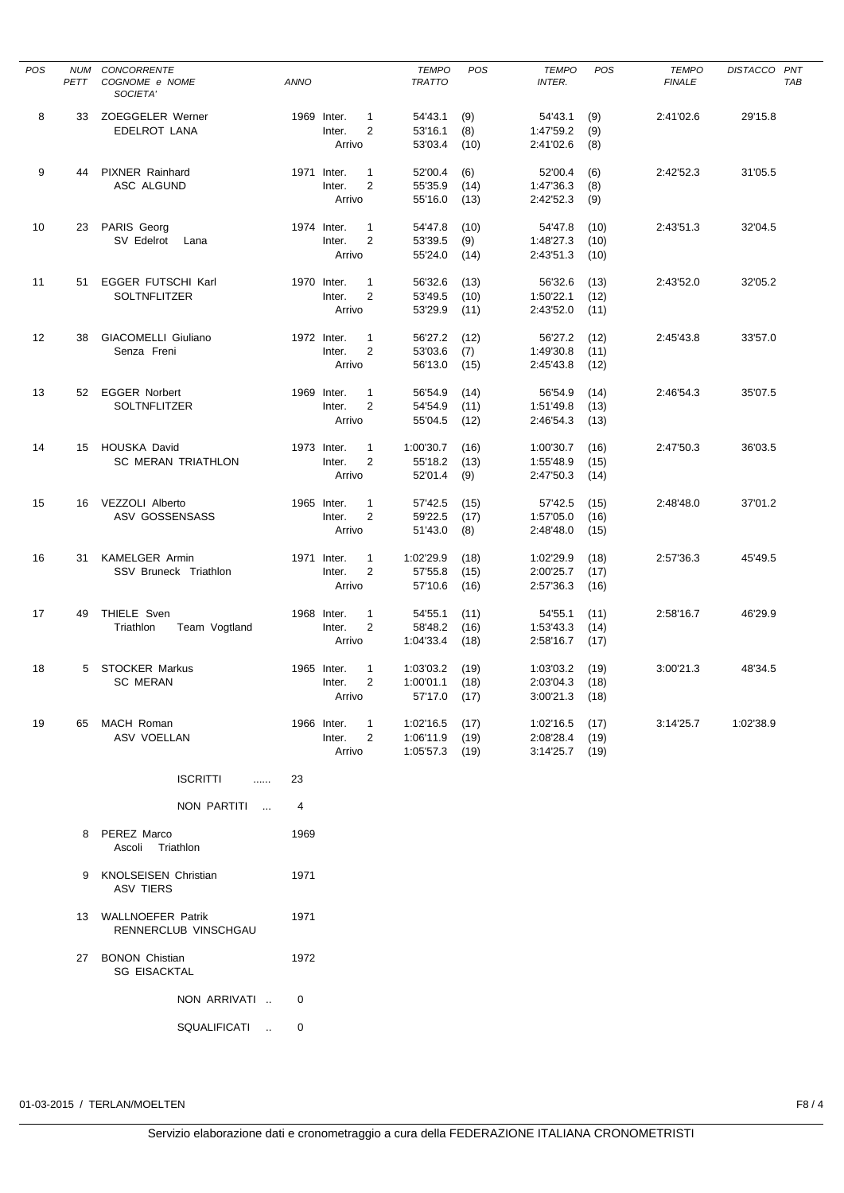| POS | NUM PETT | CONCORRENTE COGNOME e NOME SOCIETA' | ANNO | | TEMPO TRATTO | POS | TEMPO INTER. | POS | TEMPO FINALE | DISTACCO | PNT TAB |
|---|---|---|---|---|---|---|---|---|---|---|---|
| 8 | 33 | ZOEGGELER Werner | 1969 | Inter. 1 | 54'43.1 | (9) | 54'43.1 | (9) | 2:41'02.6 | 29'15.8 | |
| | | EDELROT LANA | | Inter. 2 | 53'16.1 | (8) | 1:47'59.2 | (9) | | | |
| | | | | Arrivo | 53'03.4 | (10) | 2:41'02.6 | (8) | | | |
| 9 | 44 | PIXNER Rainhard | 1971 | Inter. 1 | 52'00.4 | (6) | 52'00.4 | (6) | 2:42'52.3 | 31'05.5 | |
| | | ASC ALGUND | | Inter. 2 | 55'35.9 | (14) | 1:47'36.3 | (8) | | | |
| | | | | Arrivo | 55'16.0 | (13) | 2:42'52.3 | (9) | | | |
| 10 | 23 | PARIS Georg | 1974 | Inter. 1 | 54'47.8 | (10) | 54'47.8 | (10) | 2:43'51.3 | 32'04.5 | |
| | | SV Edelrot Lana | | Inter. 2 | 53'39.5 | (9) | 1:48'27.3 | (10) | | | |
| | | | | Arrivo | 55'24.0 | (14) | 2:43'51.3 | (10) | | | |
| 11 | 51 | EGGER FUTSCHI Karl | 1970 | Inter. 1 | 56'32.6 | (13) | 56'32.6 | (13) | 2:43'52.0 | 32'05.2 | |
| | | SOLTNFLITZER | | Inter. 2 | 53'49.5 | (10) | 1:50'22.1 | (12) | | | |
| | | | | Arrivo | 53'29.9 | (11) | 2:43'52.0 | (11) | | | |
| 12 | 38 | GIACOMELLI Giuliano | 1972 | Inter. 1 | 56'27.2 | (12) | 56'27.2 | (12) | 2:45'43.8 | 33'57.0 | |
| | | Senza Freni | | Inter. 2 | 53'03.6 | (7) | 1:49'30.8 | (11) | | | |
| | | | | Arrivo | 56'13.0 | (15) | 2:45'43.8 | (12) | | | |
| 13 | 52 | EGGER Norbert | 1969 | Inter. 1 | 56'54.9 | (14) | 56'54.9 | (14) | 2:46'54.3 | 35'07.5 | |
| | | SOLTNFLITZER | | Inter. 2 | 54'54.9 | (11) | 1:51'49.8 | (13) | | | |
| | | | | Arrivo | 55'04.5 | (12) | 2:46'54.3 | (13) | | | |
| 14 | 15 | HOUSKA David | 1973 | Inter. 1 | 1:00'30.7 | (16) | 1:00'30.7 | (16) | 2:47'50.3 | 36'03.5 | |
| | | SC MERAN TRIATHLON | | Inter. 2 | 55'18.2 | (13) | 1:55'48.9 | (15) | | | |
| | | | | Arrivo | 52'01.4 | (9) | 2:47'50.3 | (14) | | | |
| 15 | 16 | VEZZOLI Alberto | 1965 | Inter. 1 | 57'42.5 | (15) | 57'42.5 | (15) | 2:48'48.0 | 37'01.2 | |
| | | ASV GOSSENSASS | | Inter. 2 | 59'22.5 | (17) | 1:57'05.0 | (16) | | | |
| | | | | Arrivo | 51'43.0 | (8) | 2:48'48.0 | (15) | | | |
| 16 | 31 | KAMELGER Armin | 1971 | Inter. 1 | 1:02'29.9 | (18) | 1:02'29.9 | (18) | 2:57'36.3 | 45'49.5 | |
| | | SSV Bruneck Triathlon | | Inter. 2 | 57'55.8 | (15) | 2:00'25.7 | (17) | | | |
| | | | | Arrivo | 57'10.6 | (16) | 2:57'36.3 | (16) | | | |
| 17 | 49 | THIELE Sven | 1968 | Inter. 1 | 54'55.1 | (11) | 54'55.1 | (11) | 2:58'16.7 | 46'29.9 | |
| | | Triathlon Team Vogtland | | Inter. 2 | 58'48.2 | (16) | 1:53'43.3 | (14) | | | |
| | | | | Arrivo | 1:04'33.4 | (18) | 2:58'16.7 | (17) | | | |
| 18 | 5 | STOCKER Markus | 1965 | Inter. 1 | 1:03'03.2 | (19) | 1:03'03.2 | (19) | 3:00'21.3 | 48'34.5 | |
| | | SC MERAN | | Inter. 2 | 1:00'01.1 | (18) | 2:03'04.3 | (18) | | | |
| | | | | Arrivo | 57'17.0 | (17) | 3:00'21.3 | (18) | | | |
| 19 | 65 | MACH Roman | 1966 | Inter. 1 | 1:02'16.5 | (17) | 1:02'16.5 | (17) | 3:14'25.7 | 1:02'38.9 | |
| | | ASV VOELLAN | | Inter. 2 | 1:06'11.9 | (19) | 2:08'28.4 | (19) | | | |
| | | | | Arrivo | 1:05'57.3 | (19) | 3:14'25.7 | (19) | | | |

ISCRITTI ...... 23

NON PARTITI ... 4

| NUM PETT | CONCORRENTE | ANNO |
|---|---|---|
| 8 | PEREZ Marco<br>Ascoli Triathlon | 1969 |
| 9 | KNOLSEISEN Christian<br>ASV TIERS | 1971 |
| 13 | WALLNOEFER Patrik<br>RENNERCLUB VINSCHGAU | 1971 |
| 27 | BONON Chistian<br>SG EISACKTAL | 1972 |

NON ARRIVATI .. 0

SQUALIFICATI .. 0

01-03-2015 / TERLAN/MOELTEN

Servizio elaborazione dati e cronometraggio a cura della FEDERAZIONE ITALIANA CRONOMETRISTI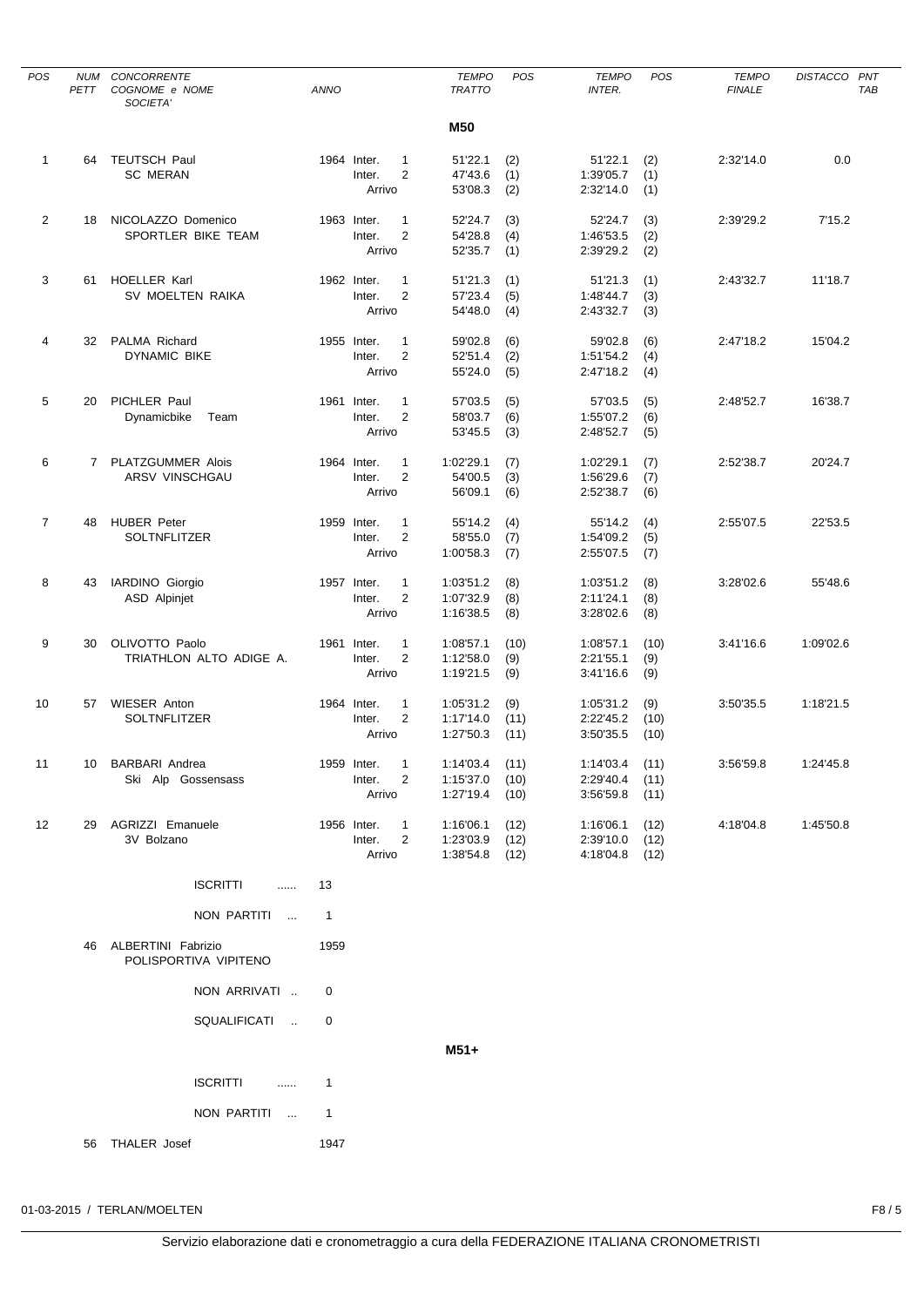| POS | NUM PETT | CONCORRENTE COGNOME e NOME SOCIETA' | ANNO | | TEMPO TRATTO | POS | TEMPO INTER. | POS | TEMPO FINALE | DISTACCO | PNT TAB |
|---|---|---|---|---|---|---|---|---|---|---|---|

**M50**

| POS | NUM PETT | CONCORRENTE COGNOME e NOME SOCIETA' | ANNO | | TEMPO TRATTO | POS | TEMPO INTER. | POS | TEMPO FINALE | DISTACCO | PNT TAB |
|---|---|---|---|---|---|---|---|---|---|---|---|
| 1 | 64 | TEUTSCH Paul | 1964 | Inter. 1 | 51'22.1 | (2) | 51'22.1 | (2) | 2:32'14.0 | 0.0 | |
| | | SC MERAN | | Inter. 2 | 47'43.6 | (1) | 1:39'05.7 | (1) | | | |
| | | | | Arrivo | 53'08.3 | (2) | 2:32'14.0 | (1) | | | |
| 2 | 18 | NICOLAZZO Domenico | 1963 | Inter. 1 | 52'24.7 | (3) | 52'24.7 | (3) | 2:39'29.2 | 7'15.2 | |
| | | SPORTLER BIKE TEAM | | Inter. 2 | 54'28.8 | (4) | 1:46'53.5 | (2) | | | |
| | | | | Arrivo | 52'35.7 | (1) | 2:39'29.2 | (2) | | | |
| 3 | 61 | HOELLER Karl | 1962 | Inter. 1 | 51'21.3 | (1) | 51'21.3 | (1) | 2:43'32.7 | 11'18.7 | |
| | | SV MOELTEN RAIKA | | Inter. 2 | 57'23.4 | (5) | 1:48'44.7 | (3) | | | |
| | | | | Arrivo | 54'48.0 | (4) | 2:43'32.7 | (3) | | | |
| 4 | 32 | PALMA Richard | 1955 | Inter. 1 | 59'02.8 | (6) | 59'02.8 | (6) | 2:47'18.2 | 15'04.2 | |
| | | DYNAMIC BIKE | | Inter. 2 | 52'51.4 | (2) | 1:51'54.2 | (4) | | | |
| | | | | Arrivo | 55'24.0 | (5) | 2:47'18.2 | (4) | | | |
| 5 | 20 | PICHLER Paul | 1961 | Inter. 1 | 57'03.5 | (5) | 57'03.5 | (5) | 2:48'52.7 | 16'38.7 | |
| | | Dynamicbike Team | | Inter. 2 | 58'03.7 | (6) | 1:55'07.2 | (6) | | | |
| | | | | Arrivo | 53'45.5 | (3) | 2:48'52.7 | (5) | | | |
| 6 | 7 | PLATZGUMMER Alois | 1964 | Inter. 1 | 1:02'29.1 | (7) | 1:02'29.1 | (7) | 2:52'38.7 | 20'24.7 | |
| | | ARSV VINSCHGAU | | Inter. 2 | 54'00.5 | (3) | 1:56'29.6 | (7) | | | |
| | | | | Arrivo | 56'09.1 | (6) | 2:52'38.7 | (6) | | | |
| 7 | 48 | HUBER Peter | 1959 | Inter. 1 | 55'14.2 | (4) | 55'14.2 | (4) | 2:55'07.5 | 22'53.5 | |
| | | SOLTNFLITZER | | Inter. 2 | 58'55.0 | (7) | 1:54'09.2 | (5) | | | |
| | | | | Arrivo | 1:00'58.3 | (7) | 2:55'07.5 | (7) | | | |
| 8 | 43 | IARDINO Giorgio | 1957 | Inter. 1 | 1:03'51.2 | (8) | 1:03'51.2 | (8) | 3:28'02.6 | 55'48.6 | |
| | | ASD Alpinjet | | Inter. 2 | 1:07'32.9 | (8) | 2:11'24.1 | (8) | | | |
| | | | | Arrivo | 1:16'38.5 | (8) | 3:28'02.6 | (8) | | | |
| 9 | 30 | OLIVOTTO Paolo | 1961 | Inter. 1 | 1:08'57.1 | (10) | 1:08'57.1 | (10) | 3:41'16.6 | 1:09'02.6 | |
| | | TRIATHLON ALTO ADIGE A. | | Inter. 2 | 1:12'58.0 | (9) | 2:21'55.1 | (9) | | | |
| | | | | Arrivo | 1:19'21.5 | (9) | 3:41'16.6 | (9) | | | |
| 10 | 57 | WIESER Anton | 1964 | Inter. 1 | 1:05'31.2 | (9) | 1:05'31.2 | (9) | 3:50'35.5 | 1:18'21.5 | |
| | | SOLTNFLITZER | | Inter. 2 | 1:17'14.0 | (11) | 2:22'45.2 | (10) | | | |
| | | | | Arrivo | 1:27'50.3 | (11) | 3:50'35.5 | (10) | | | |
| 11 | 10 | BARBARI Andrea | 1959 | Inter. 1 | 1:14'03.4 | (11) | 1:14'03.4 | (11) | 3:56'59.8 | 1:24'45.8 | |
| | | Ski Alp Gossensass | | Inter. 2 | 1:15'37.0 | (10) | 2:29'40.4 | (11) | | | |
| | | | | Arrivo | 1:27'19.4 | (10) | 3:56'59.8 | (11) | | | |
| 12 | 29 | AGRIZZI Emanuele | 1956 | Inter. 1 | 1:16'06.1 | (12) | 1:16'06.1 | (12) | 4:18'04.8 | 1:45'50.8 | |
| | | 3V Bolzano | | Inter. 2 | 1:23'03.9 | (12) | 2:39'10.0 | (12) | | | |
| | | | | Arrivo | 1:38'54.8 | (12) | 4:18'04.8 | (12) | | | |

ISCRITTI ...... 13

NON PARTITI ... 1

46 ALBERTINI Fabrizio — POLISPORTIVA VIPITENO — 1959

NON ARRIVATI .. 0

SQUALIFICATI .. 0

**M51+**

ISCRITTI ...... 1

NON PARTITI ... 1

56 THALER Josef — 1947

01-03-2015 / TERLAN/MOELTEN

Servizio elaborazione dati e cronometraggio a cura della FEDERAZIONE ITALIANA CRONOMETRISTI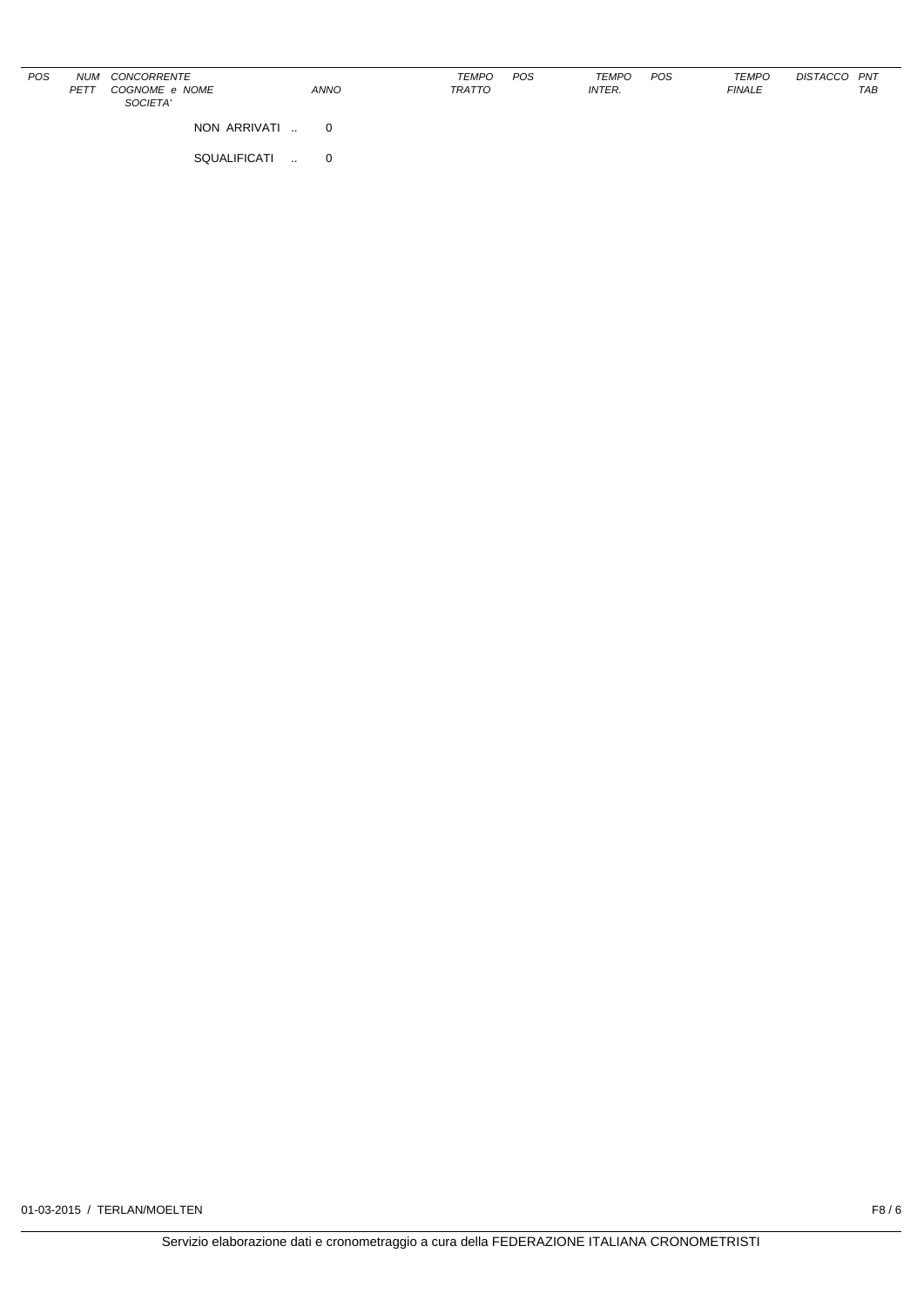| POS | NUM PETT | CONCORRENTE COGNOME e NOME SOCIETA' | ANNO | TEMPO TRATTO | POS | TEMPO INTER. | POS | TEMPO FINALE | DISTACCO | PNT TAB |
|---|---|---|---|---|---|---|---|---|---|---|

NON ARRIVATI .. 0

SQUALIFICATI .. 0

01-03-2015 / TERLAN/MOELTEN

F8 / 6

Servizio elaborazione dati e cronometraggio a cura della FEDERAZIONE ITALIANA CRONOMETRISTI